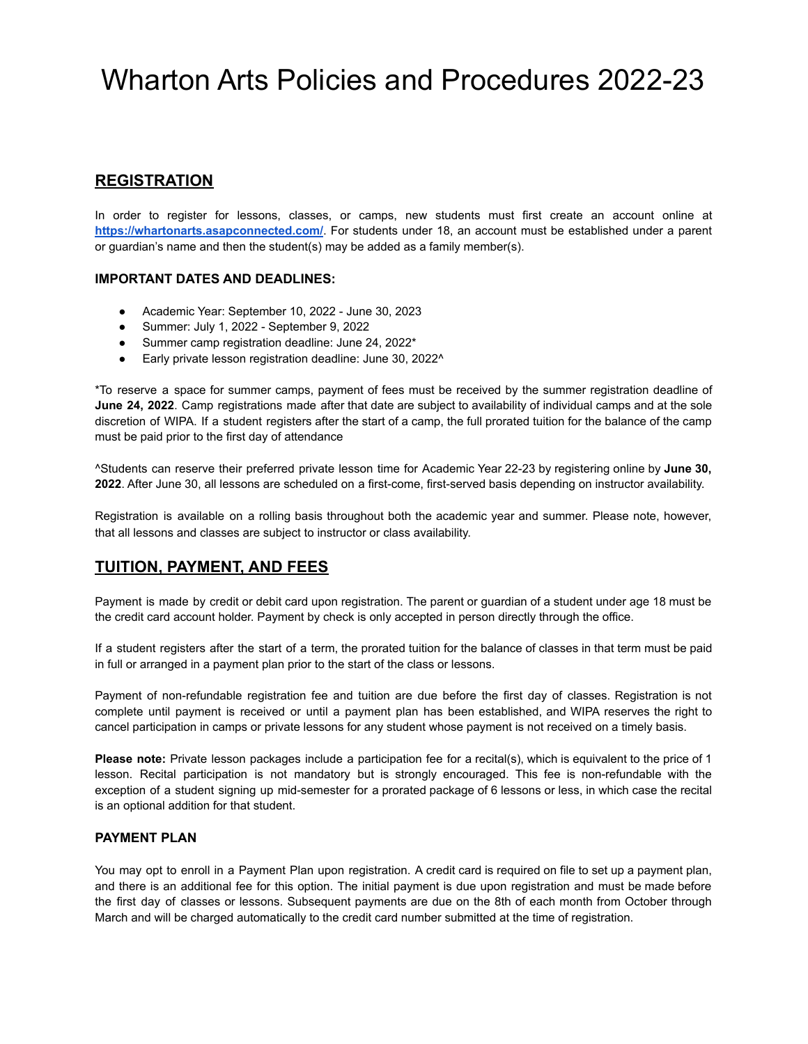# Wharton Arts Policies and Procedures 2022-23

## REGISTRATION

In order to register for lessons, classes, or camps, new students must first create an account online at **[https://whartonarts.asapconnected.com/](https://whartonarts.asapconnected.com/)**. For students under 18, an account must be established under a parent or guardian's name and then the student(s) may be added as a family member(s).

### IMPORTANT DATES AND DEADLINES:

- Academic Year: September 10, 2022 - June 30, 2023
- Summer: July 1, 2022 - September 9, 2022
- Summer camp registration deadline: June 24, 2022*
- Early private lesson registration deadline: June 30, 2022^

*To reserve a space for summer camps, payment of fees must be received by the summer registration deadline of **June 24, 2022**. Camp registrations made after that date are subject to availability of individual camps and at the sole discretion of WIPA. If a student registers after the start of a camp, the full prorated tuition for the balance of the camp must be paid prior to the first day of attendance

^Students can reserve their preferred private lesson time for Academic Year 22-23 by registering online by **June 30, 2022**. After June 30, all lessons are scheduled on a first-come, first-served basis depending on instructor availability.

Registration is available on a rolling basis throughout both the academic year and summer. Please note, however, that all lessons and classes are subject to instructor or class availability.

## TUITION, PAYMENT, AND FEES

Payment is made by credit or debit card upon registration. The parent or guardian of a student under age 18 must be the credit card account holder. Payment by check is only accepted in person directly through the office.

If a student registers after the start of a term, the prorated tuition for the balance of classes in that term must be paid in full or arranged in a payment plan prior to the start of the class or lessons.

Payment of non-refundable registration fee and tuition are due before the first day of classes. Registration is not complete until payment is received or until a payment plan has been established, and WIPA reserves the right to cancel participation in camps or private lessons for any student whose payment is not received on a timely basis.

**Please note:** Private lesson packages include a participation fee for a recital(s), which is equivalent to the price of 1 lesson. Recital participation is not mandatory but is strongly encouraged. This fee is non-refundable with the exception of a student signing up mid-semester for a prorated package of 6 lessons or less, in which case the recital is an optional addition for that student.

### PAYMENT PLAN

You may opt to enroll in a Payment Plan upon registration. A credit card is required on file to set up a payment plan, and there is an additional fee for this option. The initial payment is due upon registration and must be made before the first day of classes or lessons. Subsequent payments are due on the 8th of each month from October through March and will be charged automatically to the credit card number submitted at the time of registration.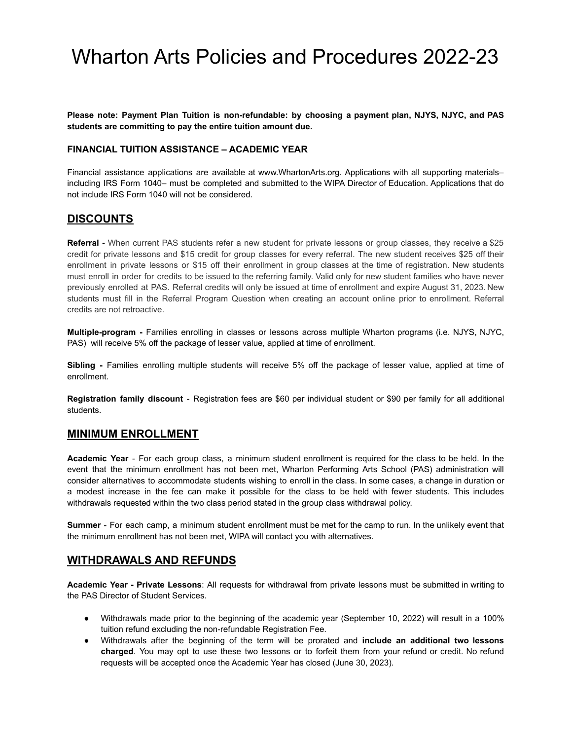# Wharton Arts Policies and Procedures 2022-23

**Please note: Payment Plan Tuition is non-refundable: by choosing a payment plan, NJYS, NJYC, and PAS students are committing to pay the entire tuition amount due.**

**FINANCIAL TUITION ASSISTANCE – ACADEMIC YEAR**

Financial assistance applications are available at www.WhartonArts.org. Applications with all supporting materials– including IRS Form 1040– must be completed and submitted to the WIPA Director of Education. Applications that do not include IRS Form 1040 will not be considered.

## DISCOUNTS

**Referral -** When current PAS students refer a new student for private lessons or group classes, they receive a $25 credit for private lessons and $15 credit for group classes for every referral. The new student receives $25 off their enrollment in private lessons or $15 off their enrollment in group classes at the time of registration. New students must enroll in order for credits to be issued to the referring family. Valid only for new student families who have never previously enrolled at PAS. Referral credits will only be issued at time of enrollment and expire August 31, 2023. New students must fill in the Referral Program Question when creating an account online prior to enrollment. Referral credits are not retroactive.

**Multiple-program -** Families enrolling in classes or lessons across multiple Wharton programs (i.e. NJYS, NJYC, PAS) will receive 5% off the package of lesser value, applied at time of enrollment.

**Sibling -** Families enrolling multiple students will receive 5% off the package of lesser value, applied at time of enrollment.

**Registration family discount** - Registration fees are $60 per individual student or $90 per family for all additional students.

## MINIMUM ENROLLMENT

**Academic Year** - For each group class, a minimum student enrollment is required for the class to be held. In the event that the minimum enrollment has not been met, Wharton Performing Arts School (PAS) administration will consider alternatives to accommodate students wishing to enroll in the class. In some cases, a change in duration or a modest increase in the fee can make it possible for the class to be held with fewer students. This includes withdrawals requested within the two class period stated in the group class withdrawal policy.

**Summer** - For each camp, a minimum student enrollment must be met for the camp to run. In the unlikely event that the minimum enrollment has not been met, WIPA will contact you with alternatives.

## WITHDRAWALS AND REFUNDS

**Academic Year - Private Lessons**: All requests for withdrawal from private lessons must be submitted in writing to the PAS Director of Student Services.

- Withdrawals made prior to the beginning of the academic year (September 10, 2022) will result in a 100% tuition refund excluding the non-refundable Registration Fee.
- Withdrawals after the beginning of the term will be prorated and **include an additional two lessons charged**. You may opt to use these two lessons or to forfeit them from your refund or credit. No refund requests will be accepted once the Academic Year has closed (June 30, 2023).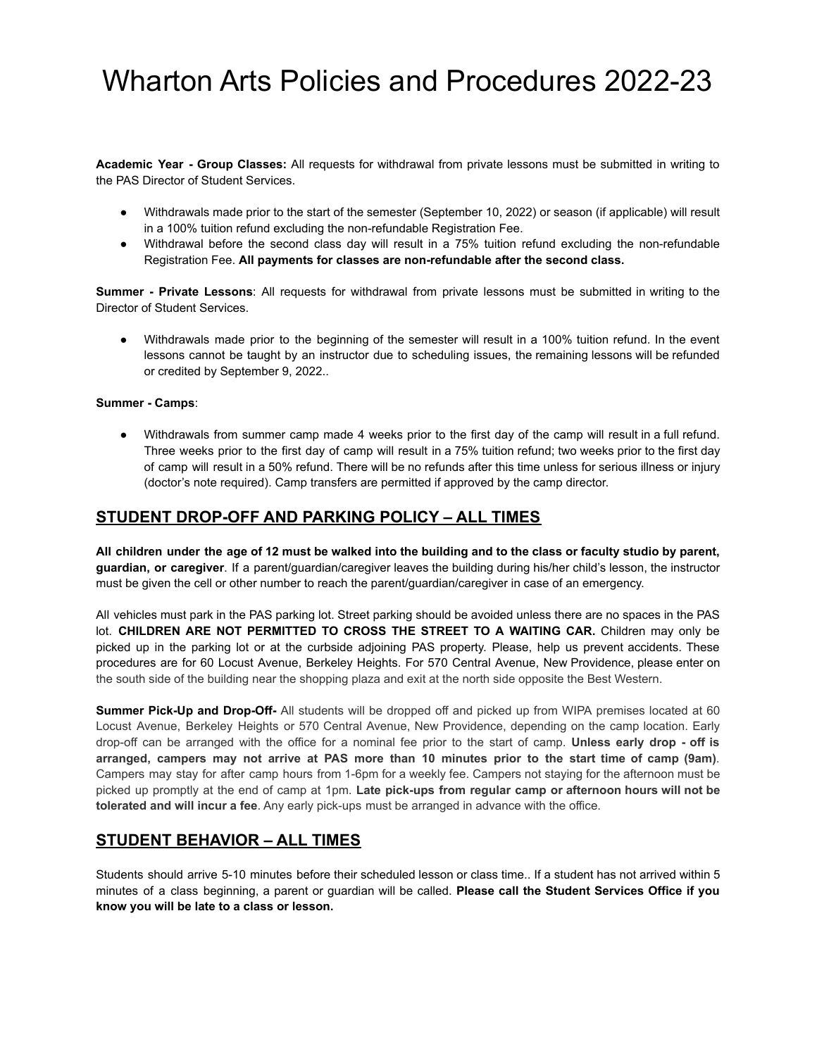# Wharton Arts Policies and Procedures 2022-23

**Academic Year - Group Classes:** All requests for withdrawal from private lessons must be submitted in writing to the PAS Director of Student Services.

- Withdrawals made prior to the start of the semester (September 10, 2022) or season (if applicable) will result in a 100% tuition refund excluding the non-refundable Registration Fee.
- Withdrawal before the second class day will result in a 75% tuition refund excluding the non-refundable Registration Fee. **All payments for classes are non-refundable after the second class.**

**Summer - Private Lessons**: All requests for withdrawal from private lessons must be submitted in writing to the Director of Student Services.

- Withdrawals made prior to the beginning of the semester will result in a 100% tuition refund. In the event lessons cannot be taught by an instructor due to scheduling issues, the remaining lessons will be refunded or credited by September 9, 2022..

**Summer - Camps**:

- Withdrawals from summer camp made 4 weeks prior to the first day of the camp will result in a full refund. Three weeks prior to the first day of camp will result in a 75% tuition refund; two weeks prior to the first day of camp will result in a 50% refund. There will be no refunds after this time unless for serious illness or injury (doctor's note required). Camp transfers are permitted if approved by the camp director.

## STUDENT DROP-OFF AND PARKING POLICY – ALL TIMES

**All children under the age of 12 must be walked into the building and to the class or faculty studio by parent, guardian, or caregiver**. If a parent/guardian/caregiver leaves the building during his/her child's lesson, the instructor must be given the cell or other number to reach the parent/guardian/caregiver in case of an emergency.

All vehicles must park in the PAS parking lot. Street parking should be avoided unless there are no spaces in the PAS lot. **CHILDREN ARE NOT PERMITTED TO CROSS THE STREET TO A WAITING CAR.** Children may only be picked up in the parking lot or at the curbside adjoining PAS property. Please, help us prevent accidents. These procedures are for 60 Locust Avenue, Berkeley Heights. For 570 Central Avenue, New Providence, please enter on the south side of the building near the shopping plaza and exit at the north side opposite the Best Western.

**Summer Pick-Up and Drop-Off-** All students will be dropped off and picked up from WIPA premises located at 60 Locust Avenue, Berkeley Heights or 570 Central Avenue, New Providence, depending on the camp location. Early drop-off can be arranged with the office for a nominal fee prior to the start of camp. **Unless early drop - off is arranged, campers may not arrive at PAS more than 10 minutes prior to the start time of camp (9am)**. Campers may stay for after camp hours from 1-6pm for a weekly fee. Campers not staying for the afternoon must be picked up promptly at the end of camp at 1pm. **Late pick-ups from regular camp or afternoon hours will not be tolerated and will incur a fee**. Any early pick-ups must be arranged in advance with the office.

## STUDENT BEHAVIOR – ALL TIMES

Students should arrive 5-10 minutes before their scheduled lesson or class time.. If a student has not arrived within 5 minutes of a class beginning, a parent or guardian will be called. **Please call the Student Services Office if you know you will be late to a class or lesson.**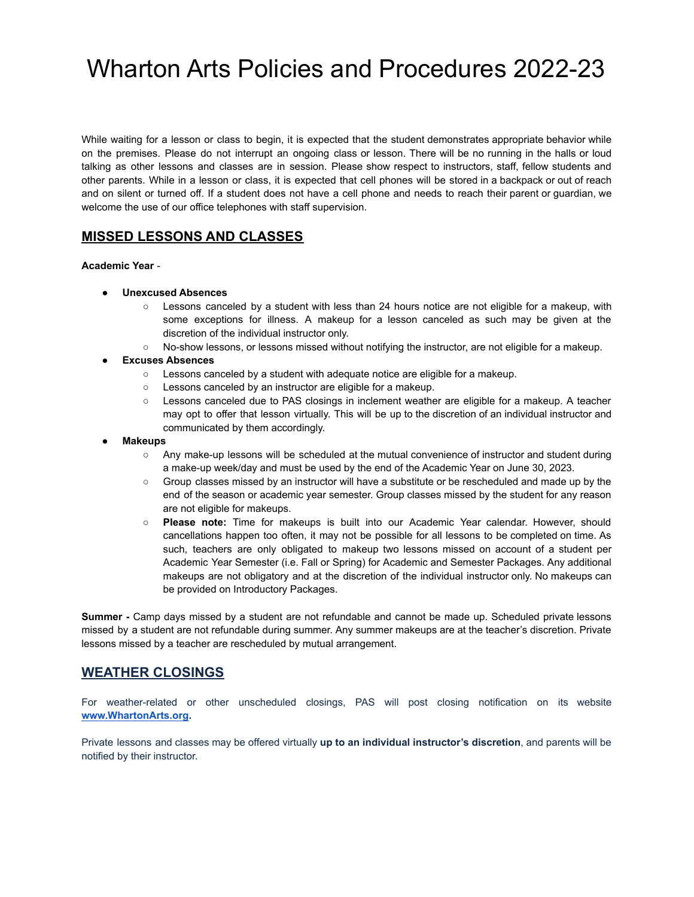# Wharton Arts Policies and Procedures 2022-23

While waiting for a lesson or class to begin, it is expected that the student demonstrates appropriate behavior while on the premises. Please do not interrupt an ongoing class or lesson. There will be no running in the halls or loud talking as other lessons and classes are in session. Please show respect to instructors, staff, fellow students and other parents. While in a lesson or class, it is expected that cell phones will be stored in a backpack or out of reach and on silent or turned off. If a student does not have a cell phone and needs to reach their parent or guardian, we welcome the use of our office telephones with staff supervision.

## MISSED LESSONS AND CLASSES

**Academic Year** -

- **Unexcused Absences**
  - Lessons canceled by a student with less than 24 hours notice are not eligible for a makeup, with some exceptions for illness. A makeup for a lesson canceled as such may be given at the discretion of the individual instructor only.
  - No-show lessons, or lessons missed without notifying the instructor, are not eligible for a makeup.
- **Excuses Absences**
  - Lessons canceled by a student with adequate notice are eligible for a makeup.
  - Lessons canceled by an instructor are eligible for a makeup.
  - Lessons canceled due to PAS closings in inclement weather are eligible for a makeup. A teacher may opt to offer that lesson virtually. This will be up to the discretion of an individual instructor and communicated by them accordingly.
- **Makeups**
  - Any make-up lessons will be scheduled at the mutual convenience of instructor and student during a make-up week/day and must be used by the end of the Academic Year on June 30, 2023.
  - Group classes missed by an instructor will have a substitute or be rescheduled and made up by the end of the season or academic year semester. Group classes missed by the student for any reason are not eligible for makeups.
  - **Please note:** Time for makeups is built into our Academic Year calendar. However, should cancellations happen too often, it may not be possible for all lessons to be completed on time. As such, teachers are only obligated to makeup two lessons missed on account of a student per Academic Year Semester (i.e. Fall or Spring) for Academic and Semester Packages. Any additional makeups are not obligatory and at the discretion of the individual instructor only. No makeups can be provided on Introductory Packages.

**Summer -** Camp days missed by a student are not refundable and cannot be made up. Scheduled private lessons missed by a student are not refundable during summer. Any summer makeups are at the teacher's discretion. Private lessons missed by a teacher are rescheduled by mutual arrangement.

## WEATHER CLOSINGS

For weather-related or other unscheduled closings, PAS will post closing notification on its website **www.WhartonArts.org**.

Private lessons and classes may be offered virtually **up to an individual instructor's discretion**, and parents will be notified by their instructor.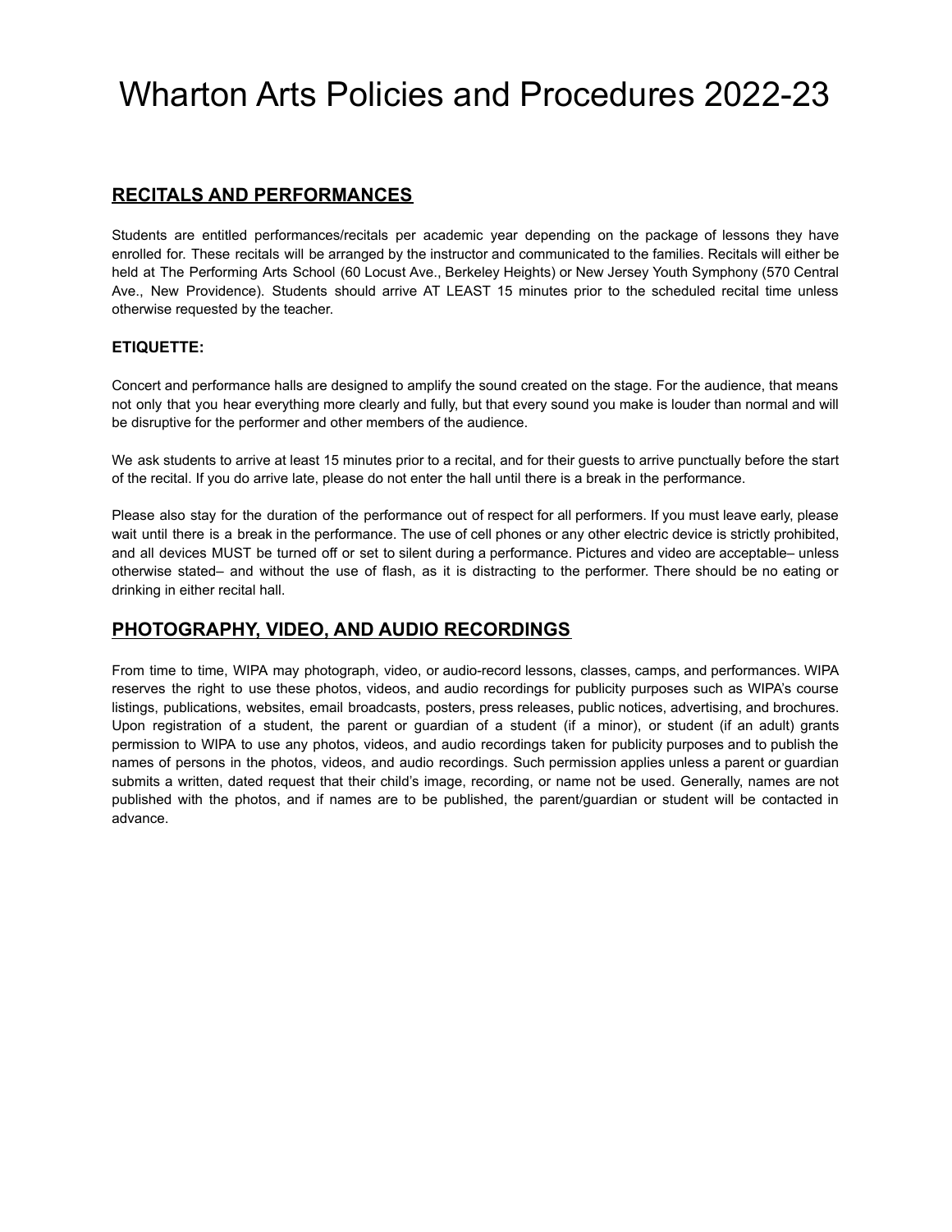# Wharton Arts Policies and Procedures 2022-23

## RECITALS AND PERFORMANCES

Students are entitled performances/recitals per academic year depending on the package of lessons they have enrolled for. These recitals will be arranged by the instructor and communicated to the families. Recitals will either be held at The Performing Arts School (60 Locust Ave., Berkeley Heights) or New Jersey Youth Symphony (570 Central Ave., New Providence). Students should arrive AT LEAST 15 minutes prior to the scheduled recital time unless otherwise requested by the teacher.

### ETIQUETTE:

Concert and performance halls are designed to amplify the sound created on the stage. For the audience, that means not only that you hear everything more clearly and fully, but that every sound you make is louder than normal and will be disruptive for the performer and other members of the audience.

We ask students to arrive at least 15 minutes prior to a recital, and for their guests to arrive punctually before the start of the recital. If you do arrive late, please do not enter the hall until there is a break in the performance.

Please also stay for the duration of the performance out of respect for all performers. If you must leave early, please wait until there is a break in the performance. The use of cell phones or any other electric device is strictly prohibited, and all devices MUST be turned off or set to silent during a performance. Pictures and video are acceptable– unless otherwise stated– and without the use of flash, as it is distracting to the performer. There should be no eating or drinking in either recital hall.

## PHOTOGRAPHY, VIDEO, AND AUDIO RECORDINGS

From time to time, WIPA may photograph, video, or audio-record lessons, classes, camps, and performances. WIPA reserves the right to use these photos, videos, and audio recordings for publicity purposes such as WIPA's course listings, publications, websites, email broadcasts, posters, press releases, public notices, advertising, and brochures. Upon registration of a student, the parent or guardian of a student (if a minor), or student (if an adult) grants permission to WIPA to use any photos, videos, and audio recordings taken for publicity purposes and to publish the names of persons in the photos, videos, and audio recordings. Such permission applies unless a parent or guardian submits a written, dated request that their child's image, recording, or name not be used. Generally, names are not published with the photos, and if names are to be published, the parent/guardian or student will be contacted in advance.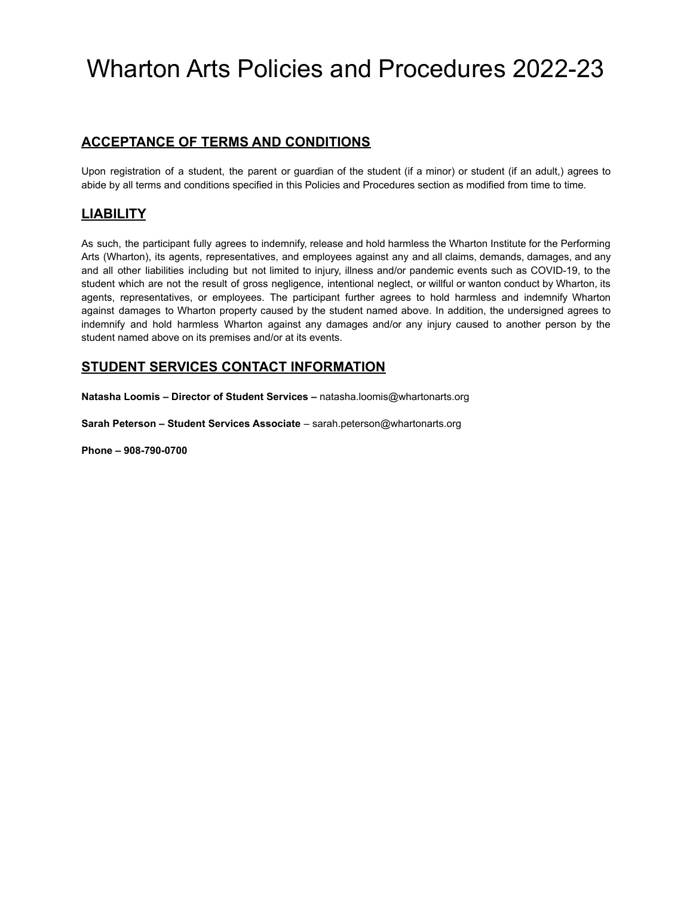# Wharton Arts Policies and Procedures 2022-23

## ACCEPTANCE OF TERMS AND CONDITIONS

Upon registration of a student, the parent or guardian of the student (if a minor) or student (if an adult,) agrees to abide by all terms and conditions specified in this Policies and Procedures section as modified from time to time.

## LIABILITY

As such, the participant fully agrees to indemnify, release and hold harmless the Wharton Institute for the Performing Arts (Wharton), its agents, representatives, and employees against any and all claims, demands, damages, and any and all other liabilities including but not limited to injury, illness and/or pandemic events such as COVID-19, to the student which are not the result of gross negligence, intentional neglect, or willful or wanton conduct by Wharton, its agents, representatives, or employees. The participant further agrees to hold harmless and indemnify Wharton against damages to Wharton property caused by the student named above. In addition, the undersigned agrees to indemnify and hold harmless Wharton against any damages and/or any injury caused to another person by the student named above on its premises and/or at its events.

## STUDENT SERVICES CONTACT INFORMATION

**Natasha Loomis – Director of Student Services –** natasha.loomis@whartonarts.org

**Sarah Peterson – Student Services Associate** – sarah.peterson@whartonarts.org

**Phone – 908-790-0700**